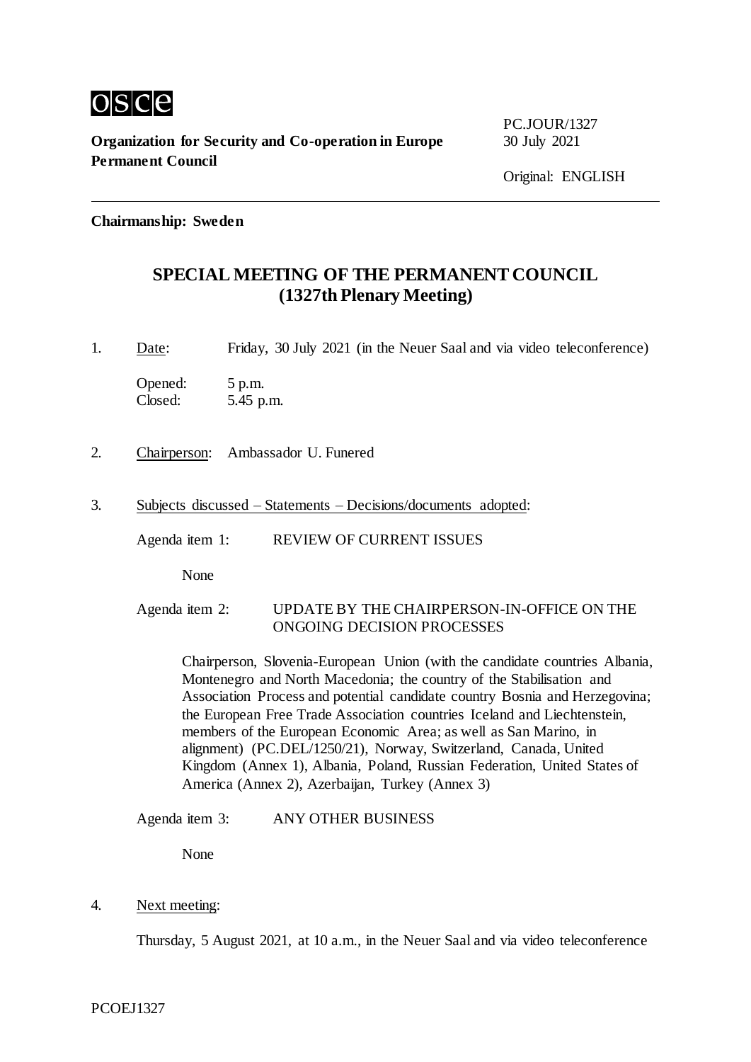osce

**Organization for Security and Co-operation in Europe**
**Permanent Council**

PC.JOUR/1327
30 July 2021

Original: ENGLISH

**Chairmanship: Sweden**

# SPECIAL MEETING OF THE PERMANENT COUNCIL
# (1327th Plenary Meeting)

1. Date: Friday, 30 July 2021 (in the Neuer Saal and via video teleconference)

   Opened: 5 p.m.
   Closed: 5.45 p.m.

2. Chairperson: Ambassador U. Funered

3. Subjects discussed – Statements – Decisions/documents adopted:

   Agenda item 1: REVIEW OF CURRENT ISSUES

   None

   Agenda item 2: UPDATE BY THE CHAIRPERSON-IN-OFFICE ON THE ONGOING DECISION PROCESSES

   Chairperson, Slovenia-European Union (with the candidate countries Albania, Montenegro and North Macedonia; the country of the Stabilisation and Association Process and potential candidate country Bosnia and Herzegovina; the European Free Trade Association countries Iceland and Liechtenstein, members of the European Economic Area; as well as San Marino, in alignment) (PC.DEL/1250/21), Norway, Switzerland, Canada, United Kingdom (Annex 1), Albania, Poland, Russian Federation, United States of America (Annex 2), Azerbaijan, Turkey (Annex 3)

   Agenda item 3: ANY OTHER BUSINESS

   None

4. Next meeting:

   Thursday, 5 August 2021, at 10 a.m., in the Neuer Saal and via video teleconference

PCOEJ1327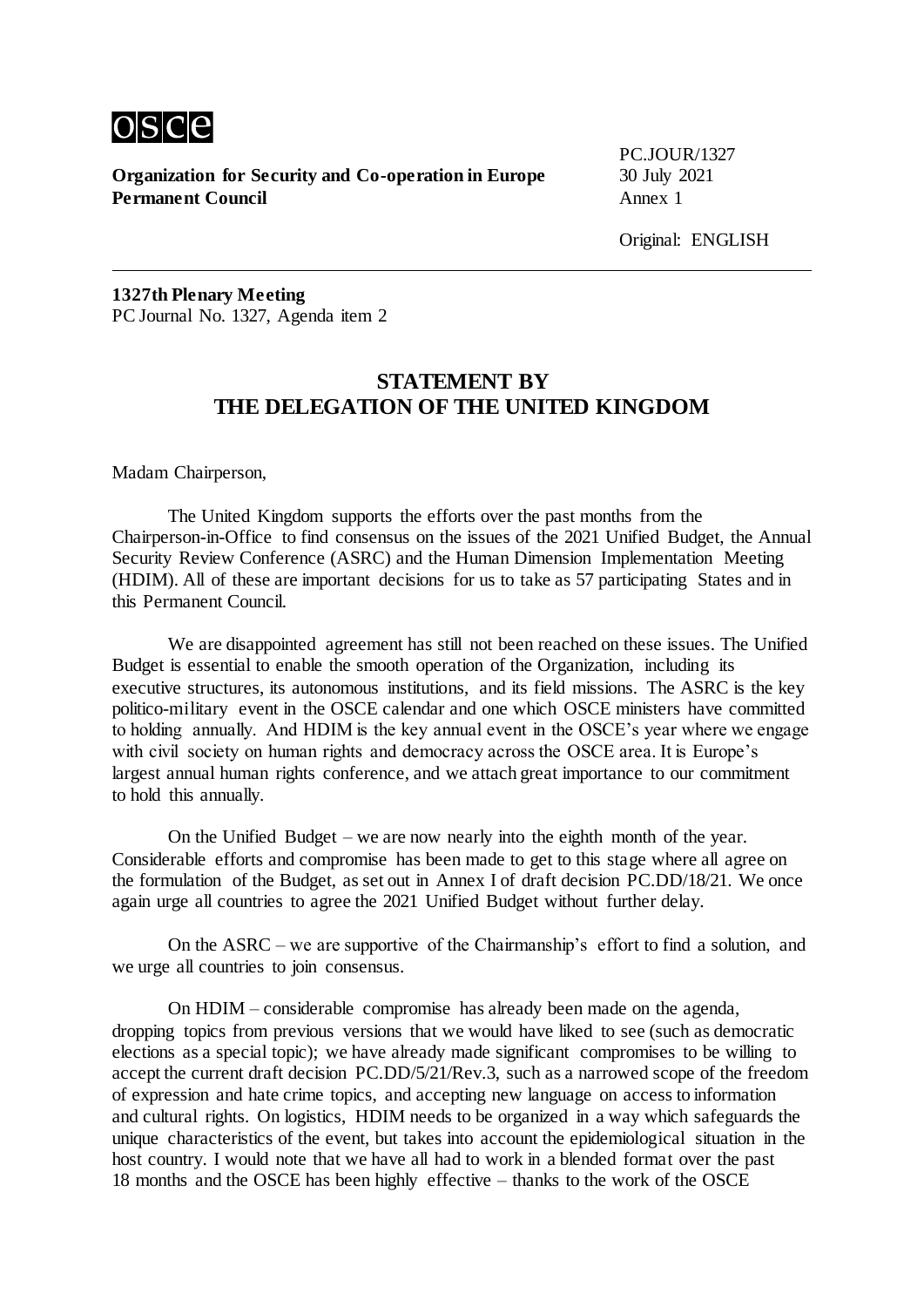**Organization for Security and Co-operation in Europe**
**Permanent Council**

PC.JOUR/1327
30 July 2021
Annex 1

Original: ENGLISH

**1327th Plenary Meeting**
PC Journal No. 1327, Agenda item 2

## STATEMENT BY THE DELEGATION OF THE UNITED KINGDOM

Madam Chairperson,

The United Kingdom supports the efforts over the past months from the Chairperson-in-Office to find consensus on the issues of the 2021 Unified Budget, the Annual Security Review Conference (ASRC) and the Human Dimension Implementation Meeting (HDIM). All of these are important decisions for us to take as 57 participating States and in this Permanent Council.

We are disappointed agreement has still not been reached on these issues. The Unified Budget is essential to enable the smooth operation of the Organization, including its executive structures, its autonomous institutions, and its field missions. The ASRC is the key politico-military event in the OSCE calendar and one which OSCE ministers have committed to holding annually. And HDIM is the key annual event in the OSCE's year where we engage with civil society on human rights and democracy across the OSCE area. It is Europe's largest annual human rights conference, and we attach great importance to our commitment to hold this annually.

On the Unified Budget – we are now nearly into the eighth month of the year. Considerable efforts and compromise has been made to get to this stage where all agree on the formulation of the Budget, as set out in Annex I of draft decision PC.DD/18/21. We once again urge all countries to agree the 2021 Unified Budget without further delay.

On the ASRC – we are supportive of the Chairmanship's effort to find a solution, and we urge all countries to join consensus.

On HDIM – considerable compromise has already been made on the agenda, dropping topics from previous versions that we would have liked to see (such as democratic elections as a special topic); we have already made significant compromises to be willing to accept the current draft decision PC.DD/5/21/Rev.3, such as a narrowed scope of the freedom of expression and hate crime topics, and accepting new language on access to information and cultural rights. On logistics, HDIM needs to be organized in a way which safeguards the unique characteristics of the event, but takes into account the epidemiological situation in the host country. I would note that we have all had to work in a blended format over the past 18 months and the OSCE has been highly effective – thanks to the work of the OSCE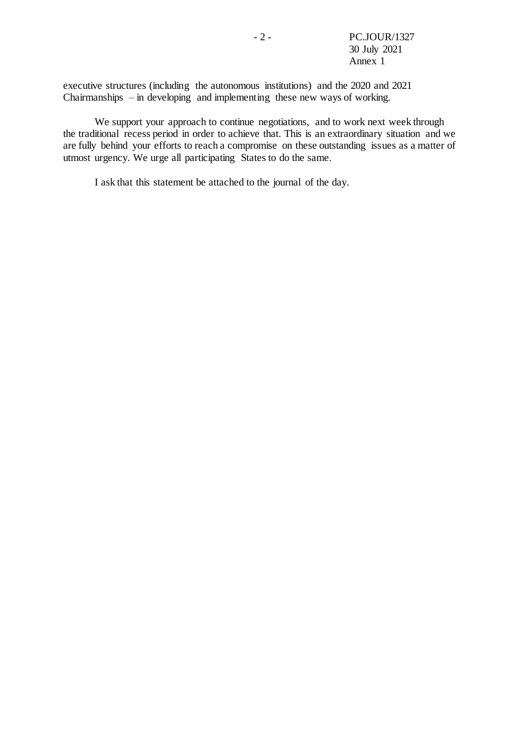executive structures (including the autonomous institutions) and the 2020 and 2021 Chairmanships – in developing and implementing these new ways of working.

We support your approach to continue negotiations, and to work next week through the traditional recess period in order to achieve that. This is an extraordinary situation and we are fully behind your efforts to reach a compromise on these outstanding issues as a matter of utmost urgency. We urge all participating States to do the same.

I ask that this statement be attached to the journal of the day.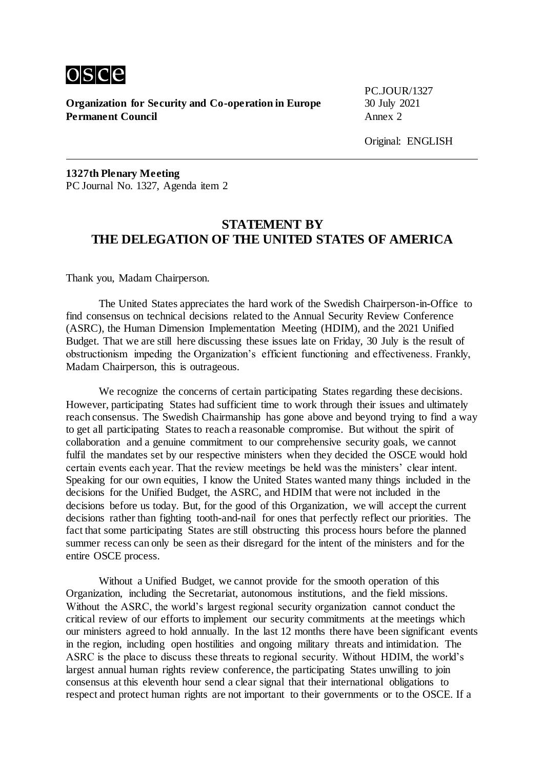**Organization for Security and Co-operation in Europe**
**Permanent Council**

PC.JOUR/1327
30 July 2021
Annex 2

Original: ENGLISH

**1327th Plenary Meeting**
PC Journal No. 1327, Agenda item 2

## STATEMENT BY THE DELEGATION OF THE UNITED STATES OF AMERICA

Thank you, Madam Chairperson.

The United States appreciates the hard work of the Swedish Chairperson-in-Office to find consensus on technical decisions related to the Annual Security Review Conference (ASRC), the Human Dimension Implementation Meeting (HDIM), and the 2021 Unified Budget. That we are still here discussing these issues late on Friday, 30 July is the result of obstructionism impeding the Organization's efficient functioning and effectiveness. Frankly, Madam Chairperson, this is outrageous.

We recognize the concerns of certain participating States regarding these decisions. However, participating States had sufficient time to work through their issues and ultimately reach consensus. The Swedish Chairmanship has gone above and beyond trying to find a way to get all participating States to reach a reasonable compromise. But without the spirit of collaboration and a genuine commitment to our comprehensive security goals, we cannot fulfil the mandates set by our respective ministers when they decided the OSCE would hold certain events each year. That the review meetings be held was the ministers' clear intent. Speaking for our own equities, I know the United States wanted many things included in the decisions for the Unified Budget, the ASRC, and HDIM that were not included in the decisions before us today. But, for the good of this Organization, we will accept the current decisions rather than fighting tooth-and-nail for ones that perfectly reflect our priorities. The fact that some participating States are still obstructing this process hours before the planned summer recess can only be seen as their disregard for the intent of the ministers and for the entire OSCE process.

Without a Unified Budget, we cannot provide for the smooth operation of this Organization, including the Secretariat, autonomous institutions, and the field missions. Without the ASRC, the world's largest regional security organization cannot conduct the critical review of our efforts to implement our security commitments at the meetings which our ministers agreed to hold annually. In the last 12 months there have been significant events in the region, including open hostilities and ongoing military threats and intimidation. The ASRC is the place to discuss these threats to regional security. Without HDIM, the world's largest annual human rights review conference, the participating States unwilling to join consensus at this eleventh hour send a clear signal that their international obligations to respect and protect human rights are not important to their governments or to the OSCE. If a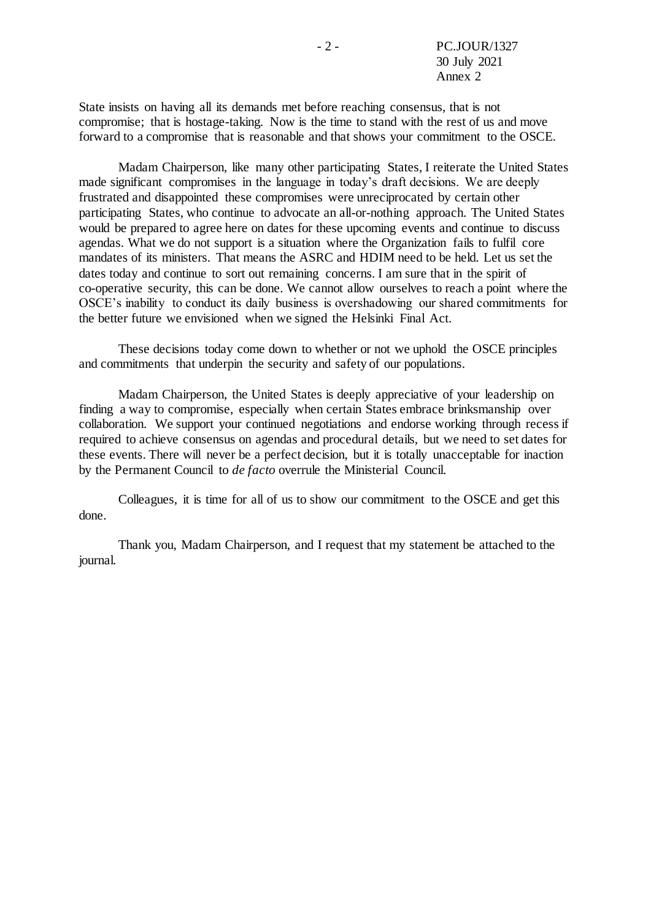State insists on having all its demands met before reaching consensus, that is not compromise; that is hostage-taking. Now is the time to stand with the rest of us and move forward to a compromise that is reasonable and that shows your commitment to the OSCE.

Madam Chairperson, like many other participating States, I reiterate the United States made significant compromises in the language in today's draft decisions. We are deeply frustrated and disappointed these compromises were unreciprocated by certain other participating States, who continue to advocate an all-or-nothing approach. The United States would be prepared to agree here on dates for these upcoming events and continue to discuss agendas. What we do not support is a situation where the Organization fails to fulfil core mandates of its ministers. That means the ASRC and HDIM need to be held. Let us set the dates today and continue to sort out remaining concerns. I am sure that in the spirit of co-operative security, this can be done. We cannot allow ourselves to reach a point where the OSCE's inability to conduct its daily business is overshadowing our shared commitments for the better future we envisioned when we signed the Helsinki Final Act.

These decisions today come down to whether or not we uphold the OSCE principles and commitments that underpin the security and safety of our populations.

Madam Chairperson, the United States is deeply appreciative of your leadership on finding a way to compromise, especially when certain States embrace brinksmanship over collaboration. We support your continued negotiations and endorse working through recess if required to achieve consensus on agendas and procedural details, but we need to set dates for these events. There will never be a perfect decision, but it is totally unacceptable for inaction by the Permanent Council to *de facto* overrule the Ministerial Council.

Colleagues, it is time for all of us to show our commitment to the OSCE and get this done.

Thank you, Madam Chairperson, and I request that my statement be attached to the journal.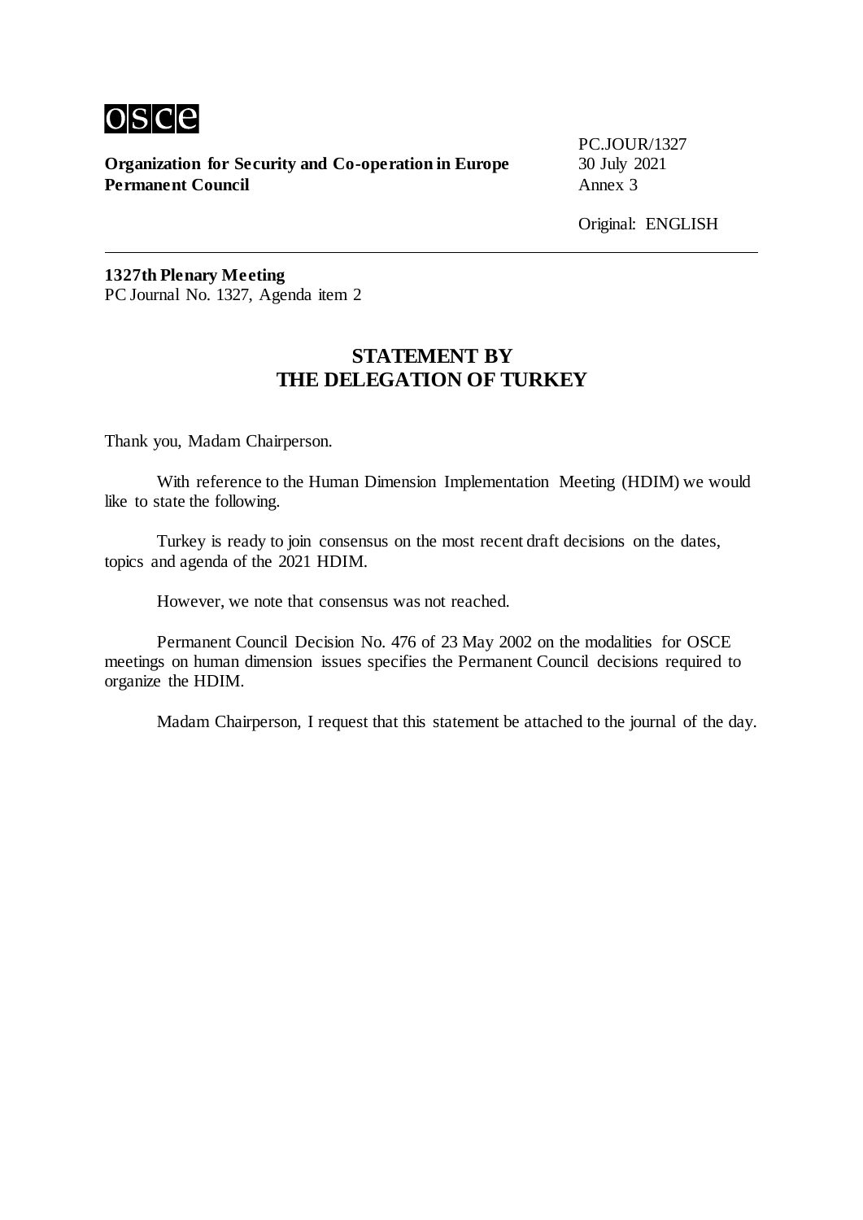**Organization for Security and Co-operation in Europe**
**Permanent Council**

PC.JOUR/1327
30 July 2021
Annex 3

Original: ENGLISH

---

**1327th Plenary Meeting**
PC Journal No. 1327, Agenda item 2

## STATEMENT BY THE DELEGATION OF TURKEY

Thank you, Madam Chairperson.

With reference to the Human Dimension Implementation Meeting (HDIM) we would like to state the following.

Turkey is ready to join consensus on the most recent draft decisions on the dates, topics and agenda of the 2021 HDIM.

However, we note that consensus was not reached.

Permanent Council Decision No. 476 of 23 May 2002 on the modalities for OSCE meetings on human dimension issues specifies the Permanent Council decisions required to organize the HDIM.

Madam Chairperson, I request that this statement be attached to the journal of the day.